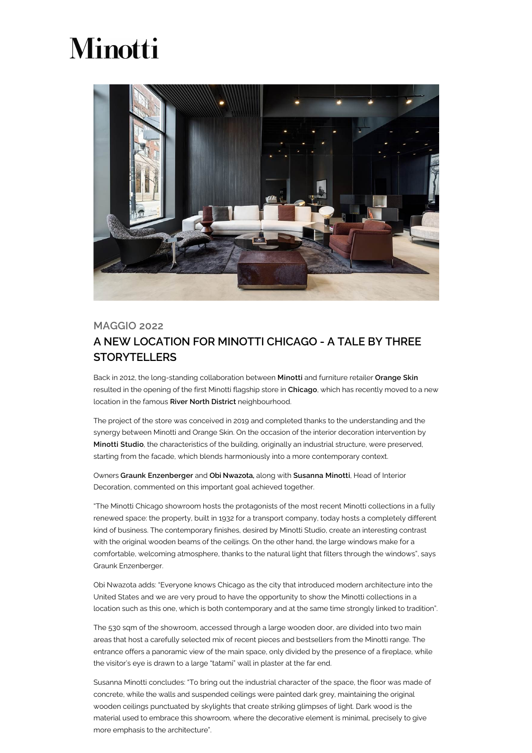# Minotti

MAGGIO 2022

## A NEW LOCATION FOR MINOTTI CHICAGO - A TALE BY THREE STORYTELLERS

Back in 2012, the long-standing collaboration between **Minotti** and furniture retailer **Orange Skin** resulted in the opening of the first Minotti flagship store in **Chicago**, which has recently moved to a new location in the famous **River North District** neighbourhood.

The project of the store was conceived in 2019 and completed thanks to the understanding and the synergy between Minotti and Orange Skin. On the occasion of the interior decoration intervention by **Minotti Studio**, the characteristics of the building, originally an industrial structure, were preserved, starting from the facade, which blends harmoniously into a more contemporary context.

Owners **Graunk Enzenberger** and **Obi Nwazota,** along with **Susanna Minotti**, Head of Interior Decoration, commented on this important goal achieved together.

"The Minotti Chicago showroom hosts the protagonists of the most recent Minotti collections in a fully renewed space: the property, built in 1932 for a transport company, today hosts a completely different kind of business. The contemporary finishes, desired by Minotti Studio, create an interesting contrast with the original wooden beams of the ceilings. On the other hand, the large windows make for a comfortable, welcoming atmosphere, thanks to the natural light that filters through the windows", says Graunk Enzenberger.

Obi Nwazota adds: "Everyone knows Chicago as the city that introduced modern architecture into the United States and we are very proud to have the opportunity to show the Minotti collections in a location such as this one, which is both contemporary and at the same time strongly linked to tradition".

The 530 sqm of the showroom, accessed through a large wooden door, are divided into two main areas that host a carefully selected mix of recent pieces and bestsellers from the Minotti range. The entrance offers a panoramic view of the main space, only divided by the presence of a fireplace, while the visitor's eye is drawn to a large "tatami" wall in plaster at the far end.

Susanna Minotti concludes: "To bring out the industrial character of the space, the floor was made of concrete, while the walls and suspended ceilings were painted dark grey, maintaining the original wooden ceilings punctuated by skylights that create striking glimpses of light. Dark wood is the material used to embrace this showroom, where the decorative element is minimal, precisely to give more emphasis to the architecture".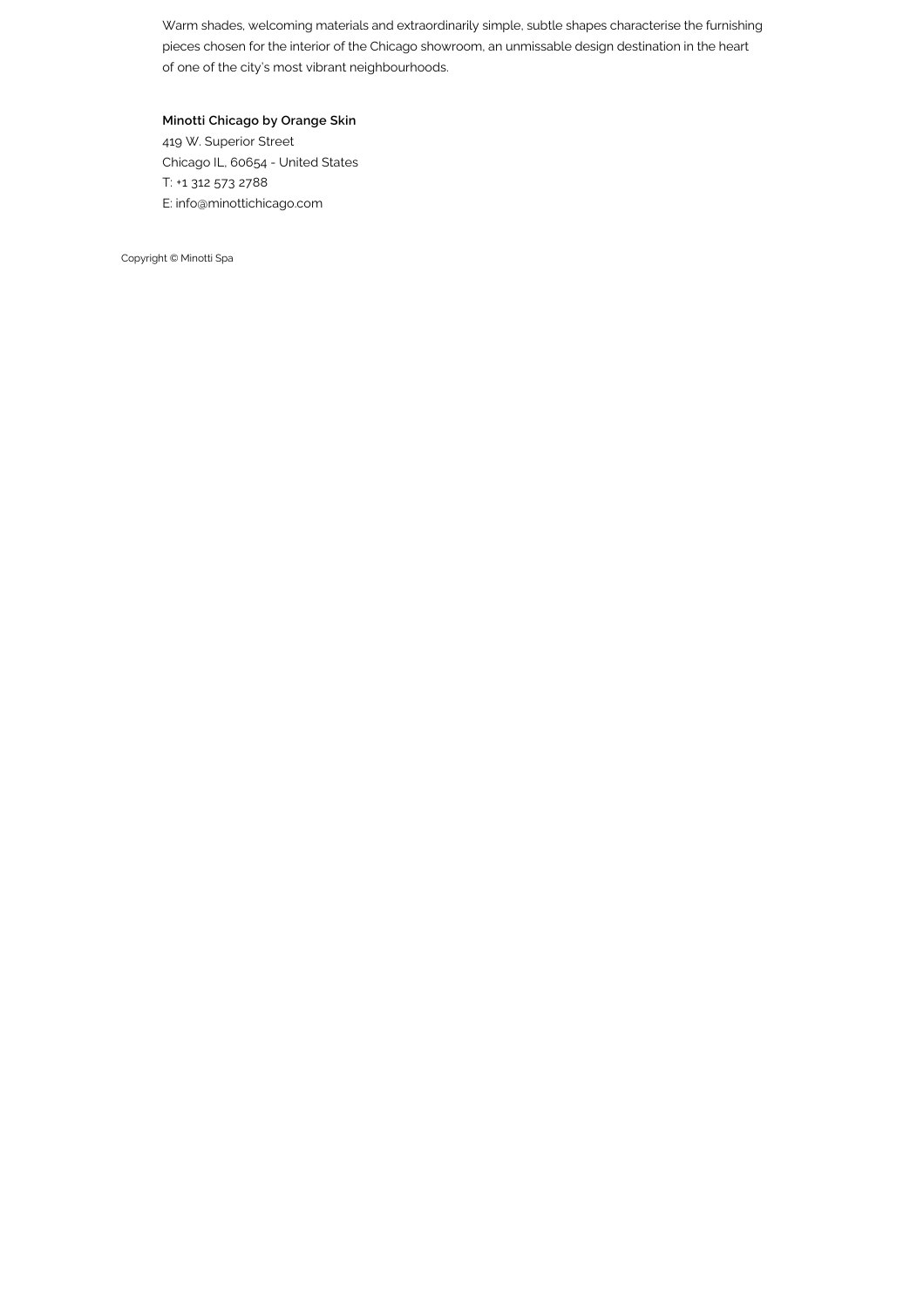Warm shades, welcoming materials and extraordinarily simple, subtle shapes characterise the furnishing pieces chosen for the interior of the Chicago showroom, an unmissable design destination in the heart of one of the city's most vibrant neighbourhoods.

**Minotti Chicago by Orange Skin**
419 W. Superior Street
Chicago IL, 60654 - United States
T: +1 312 573 2788
E: info@minottichicago.com

Copyright © Minotti Spa